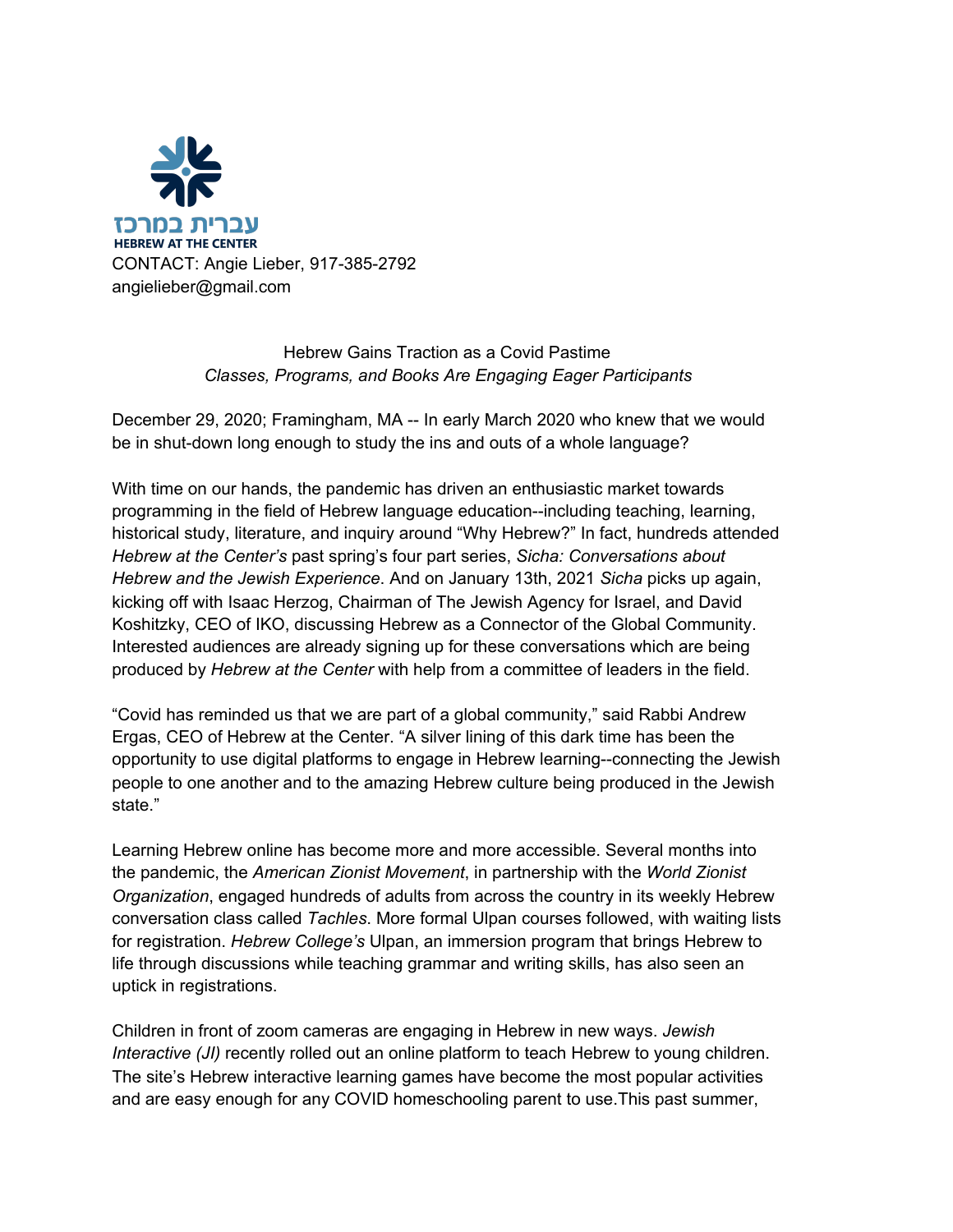עברית במרכז

HEBREW AT THE CENTER

CONTACT: Angie Lieber, 917-385-2792
angielieber@gmail.com

# Hebrew Gains Traction as a Covid Pastime

*Classes, Programs, and Books Are Engaging Eager Participants*

December 29, 2020; Framingham, MA -- In early March 2020 who knew that we would be in shut-down long enough to study the ins and outs of a whole language?

With time on our hands, the pandemic has driven an enthusiastic market towards programming in the field of Hebrew language education--including teaching, learning, historical study, literature, and inquiry around "Why Hebrew?" In fact, hundreds attended *Hebrew at the Center's* past spring's four part series, *Sicha: Conversations about Hebrew and the Jewish Experience*. And on January 13th, 2021 *Sicha* picks up again, kicking off with Isaac Herzog, Chairman of The Jewish Agency for Israel, and David Koshitzky, CEO of IKO, discussing Hebrew as a Connector of the Global Community. Interested audiences are already signing up for these conversations which are being produced by *Hebrew at the Center* with help from a committee of leaders in the field.

"Covid has reminded us that we are part of a global community," said Rabbi Andrew Ergas, CEO of Hebrew at the Center. "A silver lining of this dark time has been the opportunity to use digital platforms to engage in Hebrew learning--connecting the Jewish people to one another and to the amazing Hebrew culture being produced in the Jewish state."

Learning Hebrew online has become more and more accessible. Several months into the pandemic, the *American Zionist Movement*, in partnership with the *World Zionist Organization*, engaged hundreds of adults from across the country in its weekly Hebrew conversation class called *Tachles*. More formal Ulpan courses followed, with waiting lists for registration. *Hebrew College's* Ulpan, an immersion program that brings Hebrew to life through discussions while teaching grammar and writing skills, has also seen an uptick in registrations.

Children in front of zoom cameras are engaging in Hebrew in new ways. *Jewish Interactive (JI)* recently rolled out an online platform to teach Hebrew to young children. The site's Hebrew interactive learning games have become the most popular activities and are easy enough for any COVID homeschooling parent to use.This past summer,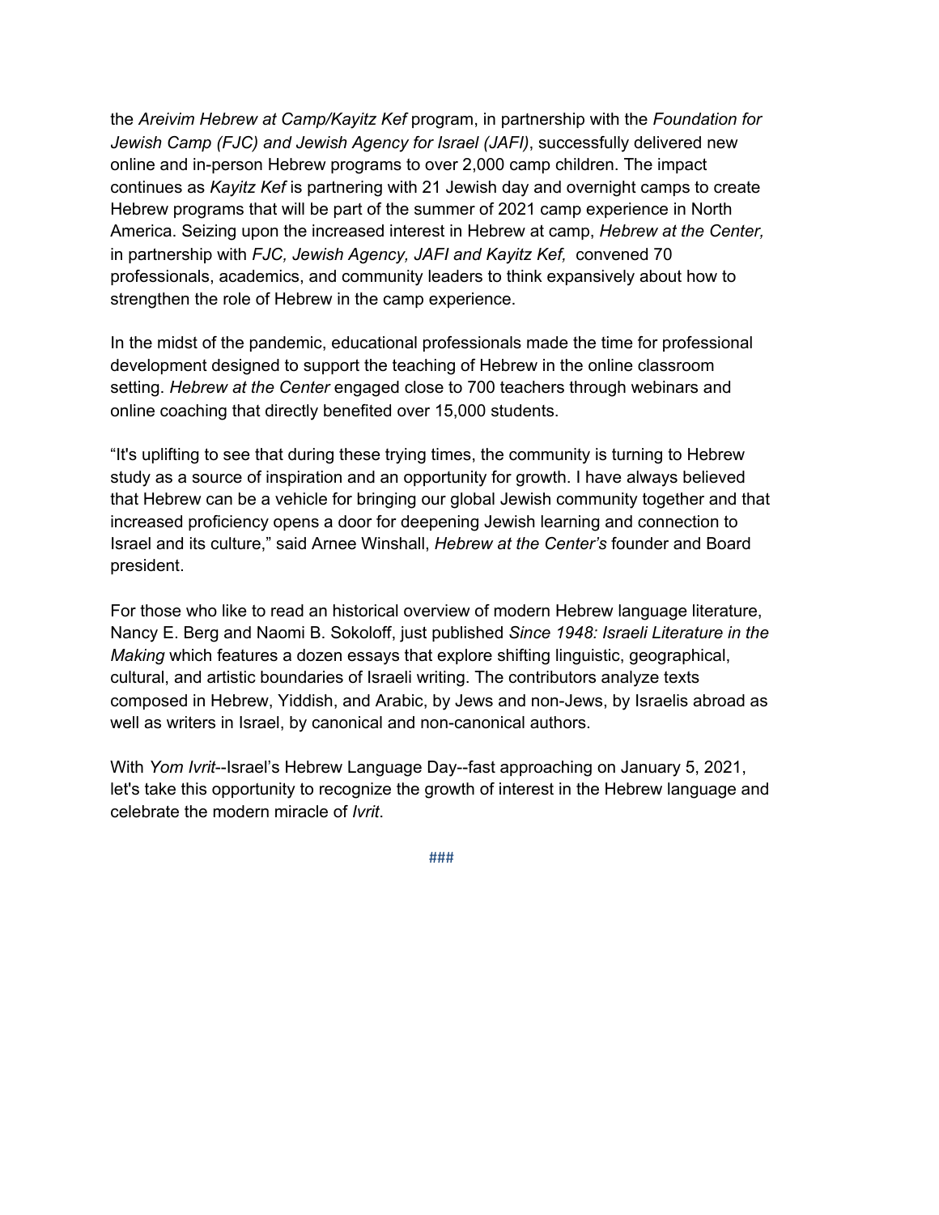the *Areivim Hebrew at Camp/Kayitz Kef* program, in partnership with the *Foundation for Jewish Camp (FJC) and Jewish Agency for Israel (JAFI)*, successfully delivered new online and in-person Hebrew programs to over 2,000 camp children. The impact continues as *Kayitz Kef* is partnering with 21 Jewish day and overnight camps to create Hebrew programs that will be part of the summer of 2021 camp experience in North America. Seizing upon the increased interest in Hebrew at camp, *Hebrew at the Center,* in partnership with *FJC, Jewish Agency, JAFI and Kayitz Kef,* convened 70 professionals, academics, and community leaders to think expansively about how to strengthen the role of Hebrew in the camp experience.

In the midst of the pandemic, educational professionals made the time for professional development designed to support the teaching of Hebrew in the online classroom setting. *Hebrew at the Center* engaged close to 700 teachers through webinars and online coaching that directly benefited over 15,000 students.

"It's uplifting to see that during these trying times, the community is turning to Hebrew study as a source of inspiration and an opportunity for growth. I have always believed that Hebrew can be a vehicle for bringing our global Jewish community together and that increased proficiency opens a door for deepening Jewish learning and connection to Israel and its culture," said Arnee Winshall, *Hebrew at the Center's* founder and Board president.

For those who like to read an historical overview of modern Hebrew language literature, Nancy E. Berg and Naomi B. Sokoloff, just published *Since 1948: Israeli Literature in the Making* which features a dozen essays that explore shifting linguistic, geographical, cultural, and artistic boundaries of Israeli writing. The contributors analyze texts composed in Hebrew, Yiddish, and Arabic, by Jews and non-Jews, by Israelis abroad as well as writers in Israel, by canonical and non-canonical authors.

With *Yom Ivrit*--Israel's Hebrew Language Day--fast approaching on January 5, 2021, let's take this opportunity to recognize the growth of interest in the Hebrew language and celebrate the modern miracle of *Ivrit*.

###